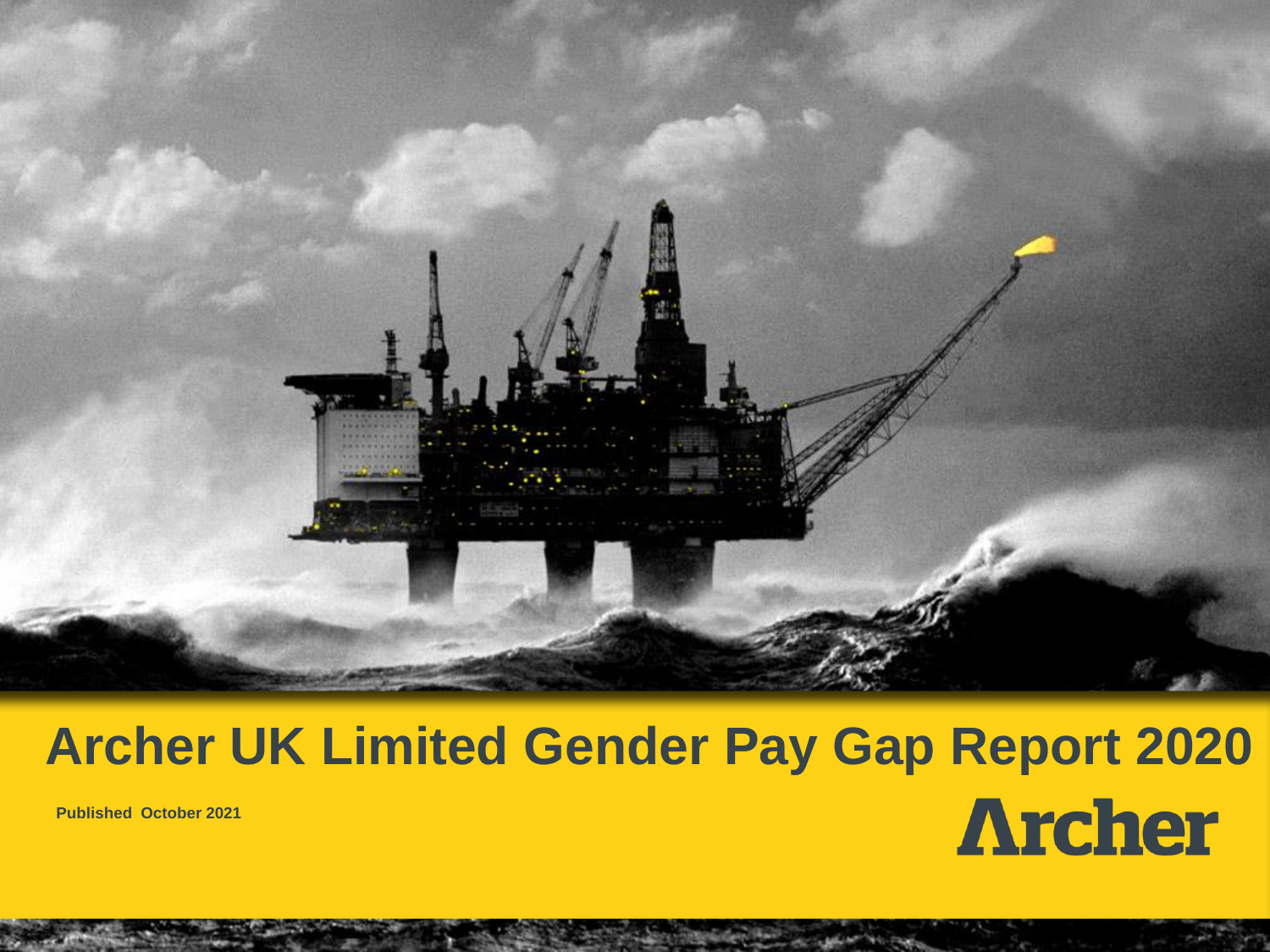# Archer UK Limited Gender Pay Gap Report 2020

**Published October 2021**

Archer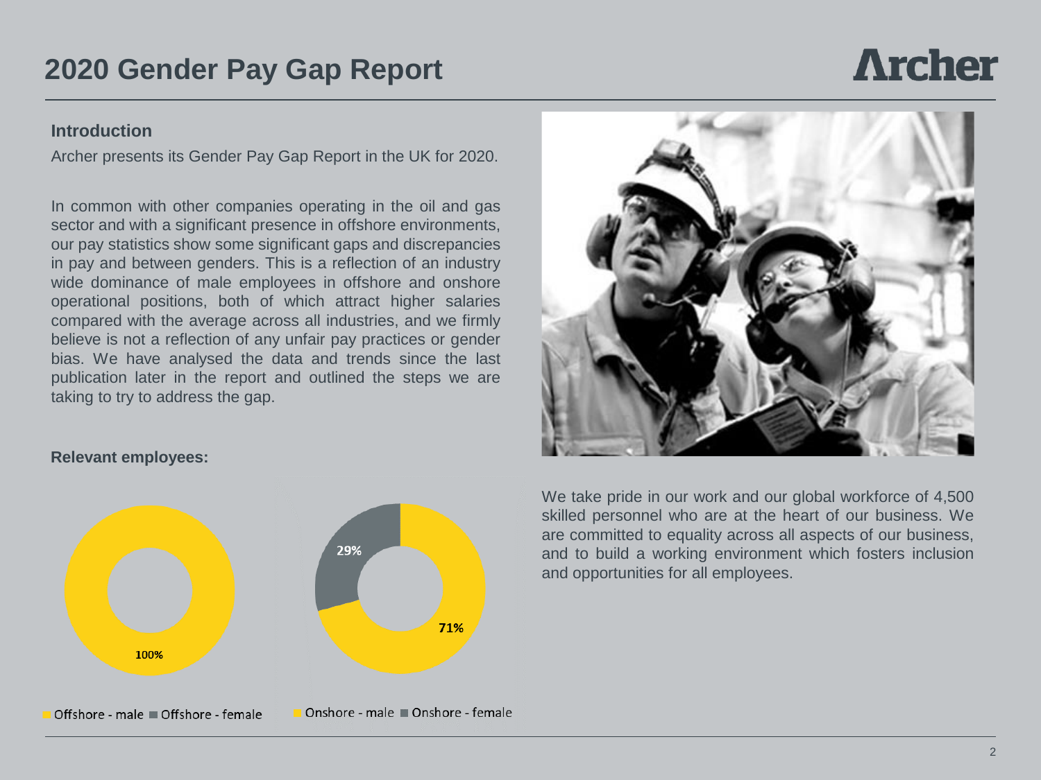# 2020 Gender Pay Gap Report

## Introduction

Archer presents its Gender Pay Gap Report in the UK for 2020.

In common with other companies operating in the oil and gas sector and with a significant presence in offshore environments, our pay statistics show some significant gaps and discrepancies in pay and between genders. This is a reflection of an industry wide dominance of male employees in offshore and onshore operational positions, both of which attract higher salaries compared with the average across all industries, and we firmly believe is not a reflection of any unfair pay practices or gender bias. We have analysed the data and trends since the last publication later in the report and outlined the steps we are taking to try to address the gap.

We take pride in our work and our global workforce of 4,500 skilled personnel who are at the heart of our business. We are committed to equality across all aspects of our business, and to build a working environment which fosters inclusion and opportunities for all employees.

**Relevant employees:**

100%

Offshore - male ■ Offshore - female

29%

71%

Onshore - male ■ Onshore - female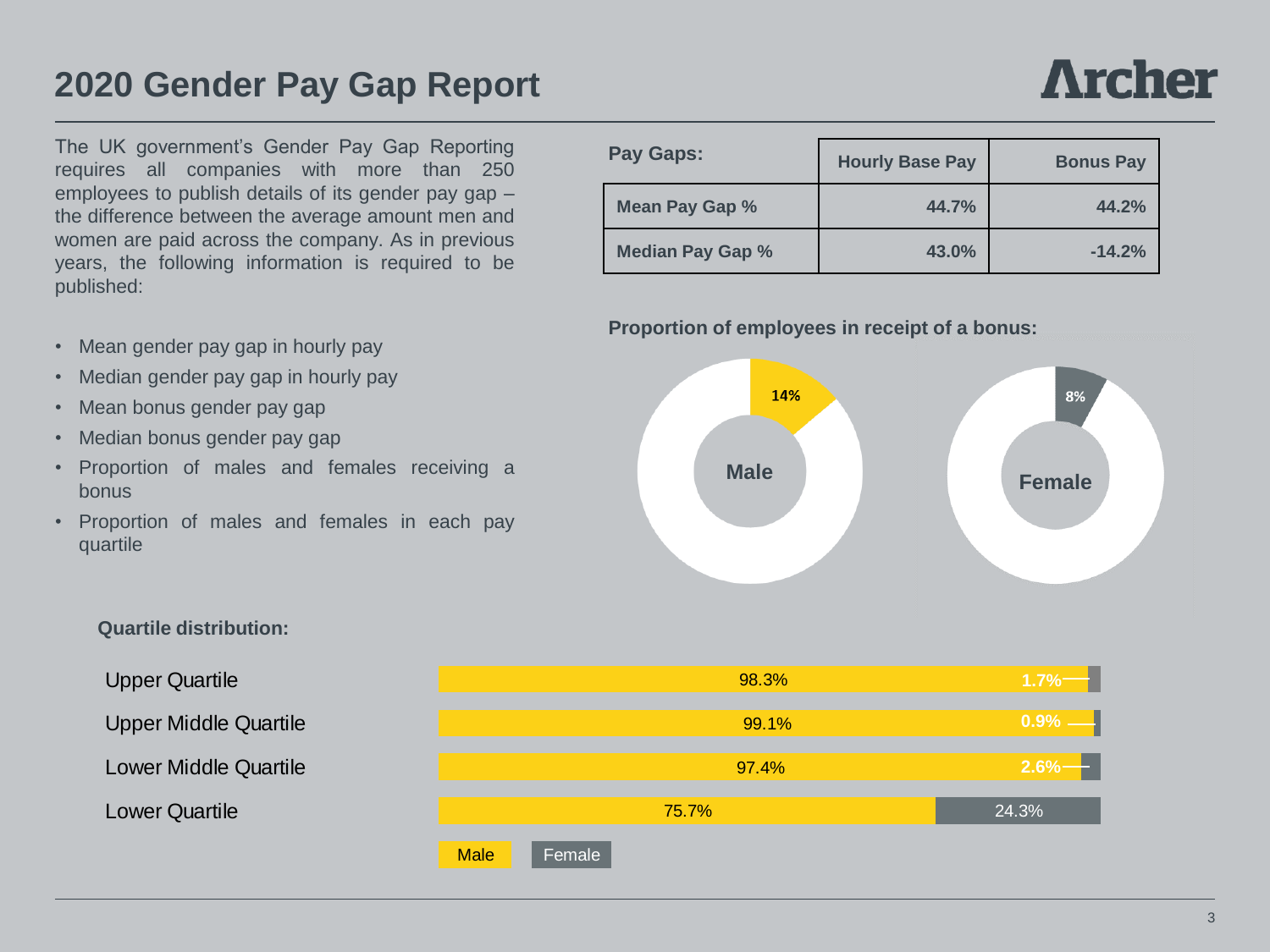# 2020 Gender Pay Gap Report

Archer

The UK government's Gender Pay Gap Reporting requires all companies with more than 250 employees to publish details of its gender pay gap – the difference between the average amount men and women are paid across the company. As in previous years, the following information is required to be published:

- Mean gender pay gap in hourly pay
- Median gender pay gap in hourly pay
- Mean bonus gender pay gap
- Median bonus gender pay gap
- Proportion of males and females receiving a bonus
- Proportion of males and females in each pay quartile

| Pay Gaps: | Hourly Base Pay | Bonus Pay |
|---|---|---|
| Mean Pay Gap % | 44.7% | 44.2% |
| Median Pay Gap % | 43.0% | -14.2% |

**Proportion of employees in receipt of a bonus:**

| | Proportion |
|---|---|
| Male | 14% |
| Female | 8% |

**Quartile distribution:**

| Quartile | Male | Female |
|---|---|---|
| Upper Quartile | 98.3% | 1.7% |
| Upper Middle Quartile | 99.1% | 0.9% |
| Lower Middle Quartile | 97.4% | 2.6% |
| Lower Quartile | 75.7% | 24.3% |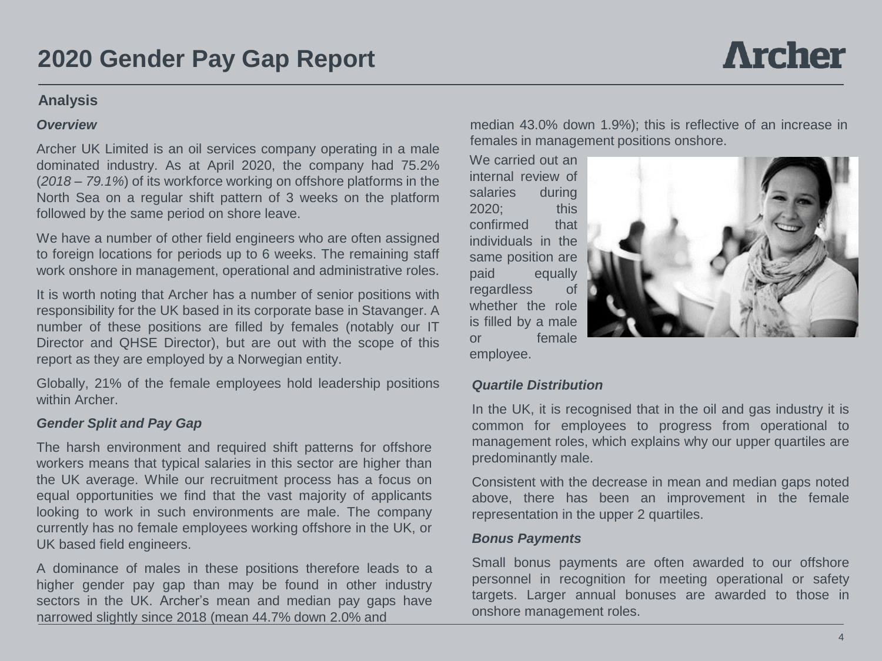# 2020 Gender Pay Gap Report

## Analysis

### *Overview*

Archer UK Limited is an oil services company operating in a male dominated industry. As at April 2020, the company had 75.2% (*2018 – 79.1%*) of its workforce working on offshore platforms in the North Sea on a regular shift pattern of 3 weeks on the platform followed by the same period on shore leave.

We have a number of other field engineers who are often assigned to foreign locations for periods up to 6 weeks. The remaining staff work onshore in management, operational and administrative roles.

It is worth noting that Archer has a number of senior positions with responsibility for the UK based in its corporate base in Stavanger. A number of these positions are filled by females (notably our IT Director and QHSE Director), but are out with the scope of this report as they are employed by a Norwegian entity.

Globally, 21% of the female employees hold leadership positions within Archer.

### *Gender Split and Pay Gap*

The harsh environment and required shift patterns for offshore workers means that typical salaries in this sector are higher than the UK average. While our recruitment process has a focus on equal opportunities we find that the vast majority of applicants looking to work in such environments are male. The company currently has no female employees working offshore in the UK, or UK based field engineers.

A dominance of males in these positions therefore leads to a higher gender pay gap than may be found in other industry sectors in the UK. Archer's mean and median pay gaps have narrowed slightly since 2018 (mean 44.7% down 2.0% and median 43.0% down 1.9%); this is reflective of an increase in females in management positions onshore.

We carried out an internal review of salaries during 2020; this confirmed that individuals in the same position are paid equally regardless of whether the role is filled by a male or female employee.

### *Quartile Distribution*

In the UK, it is recognised that in the oil and gas industry it is common for employees to progress from operational to management roles, which explains why our upper quartiles are predominantly male.

Consistent with the decrease in mean and median gaps noted above, there has been an improvement in the female representation in the upper 2 quartiles.

### *Bonus Payments*

Small bonus payments are often awarded to our offshore personnel in recognition for meeting operational or safety targets. Larger annual bonuses are awarded to those in onshore management roles.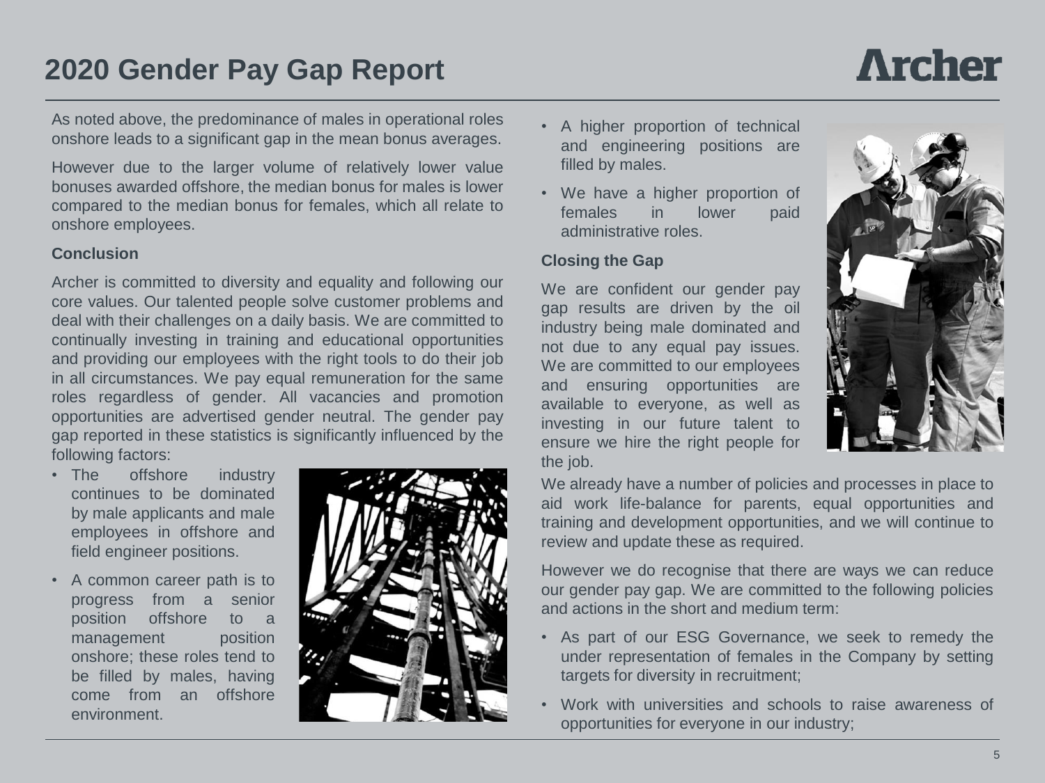# 2020 Gender Pay Gap Report

As noted above, the predominance of males in operational roles onshore leads to a significant gap in the mean bonus averages.

However due to the larger volume of relatively lower value bonuses awarded offshore, the median bonus for males is lower compared to the median bonus for females, which all relate to onshore employees.

**Conclusion**

Archer is committed to diversity and equality and following our core values. Our talented people solve customer problems and deal with their challenges on a daily basis. We are committed to continually investing in training and educational opportunities and providing our employees with the right tools to do their job in all circumstances. We pay equal remuneration for the same roles regardless of gender. All vacancies and promotion opportunities are advertised gender neutral. The gender pay gap reported in these statistics is significantly influenced by the following factors:

- The offshore industry continues to be dominated by male applicants and male employees in offshore and field engineer positions.
- A common career path is to progress from a senior position offshore to a management position onshore; these roles tend to be filled by males, having come from an offshore environment.
- A higher proportion of technical and engineering positions are filled by males.
- We have a higher proportion of females in lower paid administrative roles.

**Closing the Gap**

We are confident our gender pay gap results are driven by the oil industry being male dominated and not due to any equal pay issues. We are committed to our employees and ensuring opportunities are available to everyone, as well as investing in our future talent to ensure we hire the right people for the job.

We already have a number of policies and processes in place to aid work life-balance for parents, equal opportunities and training and development opportunities, and we will continue to review and update these as required.

However we do recognise that there are ways we can reduce our gender pay gap. We are committed to the following policies and actions in the short and medium term:

- As part of our ESG Governance, we seek to remedy the under representation of females in the Company by setting targets for diversity in recruitment;
- Work with universities and schools to raise awareness of opportunities for everyone in our industry;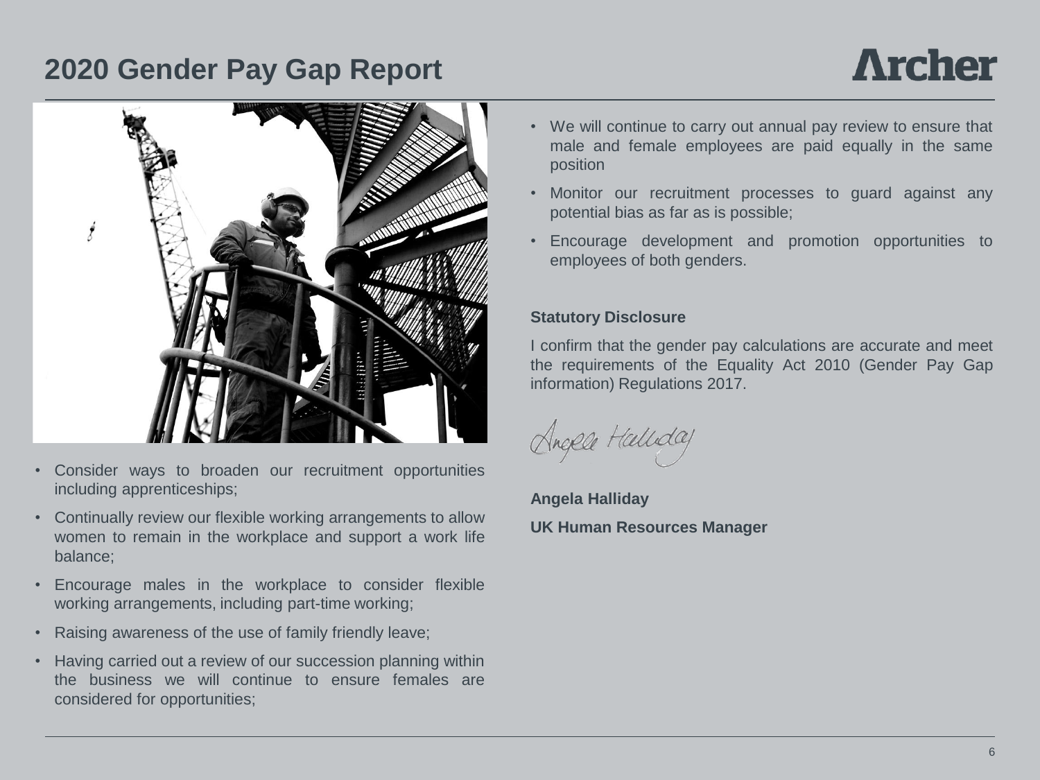# 2020 Gender Pay Gap Report

- Consider ways to broaden our recruitment opportunities including apprenticeships;
- Continually review our flexible working arrangements to allow women to remain in the workplace and support a work life balance;
- Encourage males in the workplace to consider flexible working arrangements, including part-time working;
- Raising awareness of the use of family friendly leave;
- Having carried out a review of our succession planning within the business we will continue to ensure females are considered for opportunities;
- We will continue to carry out annual pay review to ensure that male and female employees are paid equally in the same position
- Monitor our recruitment processes to guard against any potential bias as far as is possible;
- Encourage development and promotion opportunities to employees of both genders.

**Statutory Disclosure**

I confirm that the gender pay calculations are accurate and meet the requirements of the Equality Act 2010 (Gender Pay Gap information) Regulations 2017.

Angela Halliday

**Angela Halliday**

**UK Human Resources Manager**